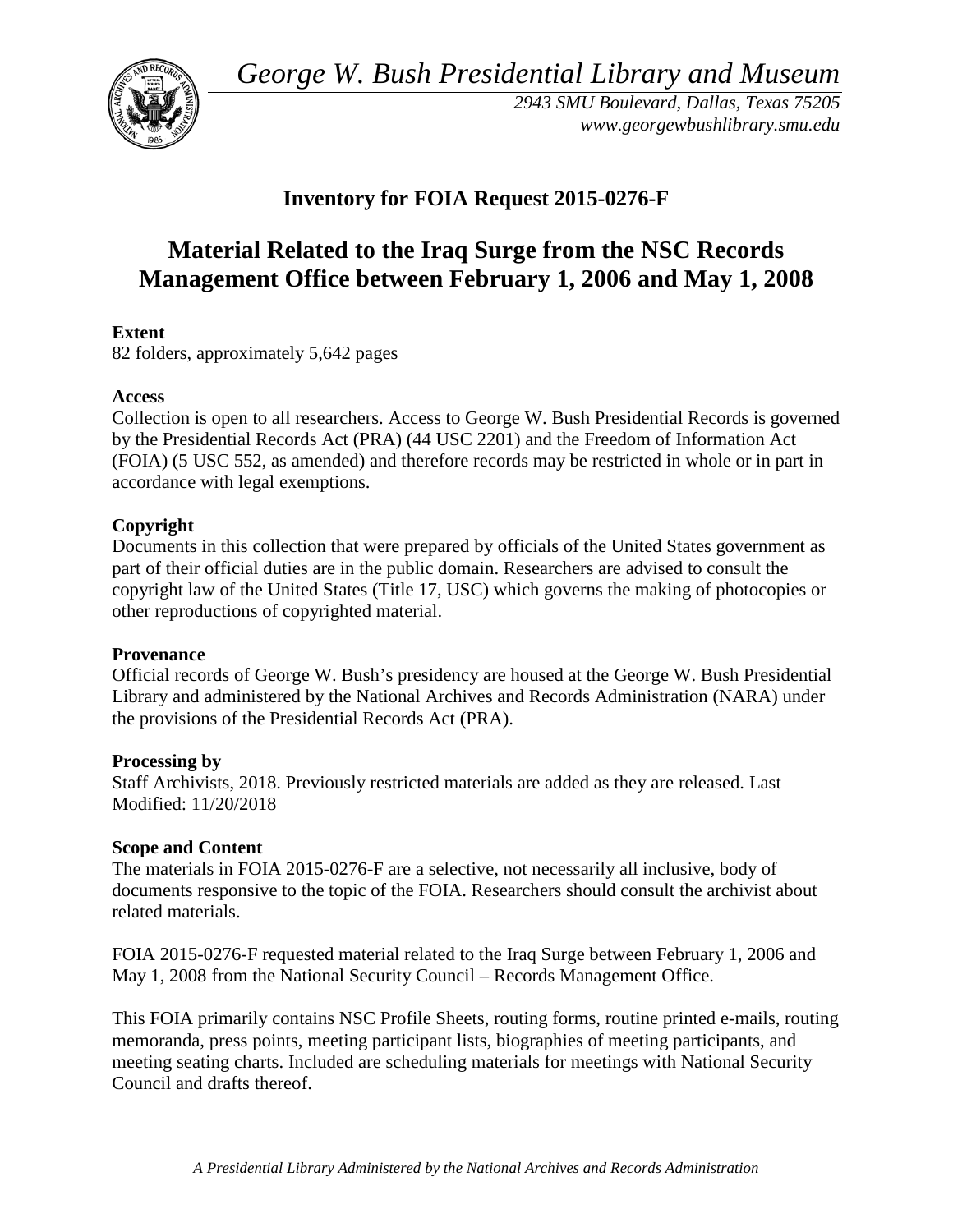*George W. Bush Presidential Library and Museum*

*2943 SMU Boulevard, Dallas, Texas 75205*
*www.georgewbushlibrary.smu.edu*

## Inventory for FOIA Request 2015-0276-F

# Material Related to the Iraq Surge from the NSC Records Management Office between February 1, 2006 and May 1, 2008

**Extent**
82 folders, approximately 5,642 pages

**Access**
Collection is open to all researchers. Access to George W. Bush Presidential Records is governed by the Presidential Records Act (PRA) (44 USC 2201) and the Freedom of Information Act (FOIA) (5 USC 552, as amended) and therefore records may be restricted in whole or in part in accordance with legal exemptions.

**Copyright**
Documents in this collection that were prepared by officials of the United States government as part of their official duties are in the public domain. Researchers are advised to consult the copyright law of the United States (Title 17, USC) which governs the making of photocopies or other reproductions of copyrighted material.

**Provenance**
Official records of George W. Bush's presidency are housed at the George W. Bush Presidential Library and administered by the National Archives and Records Administration (NARA) under the provisions of the Presidential Records Act (PRA).

**Processing by**
Staff Archivists, 2018. Previously restricted materials are added as they are released. Last Modified: 11/20/2018

**Scope and Content**
The materials in FOIA 2015-0276-F are a selective, not necessarily all inclusive, body of documents responsive to the topic of the FOIA. Researchers should consult the archivist about related materials.

FOIA 2015-0276-F requested material related to the Iraq Surge between February 1, 2006 and May 1, 2008 from the National Security Council – Records Management Office.

This FOIA primarily contains NSC Profile Sheets, routing forms, routine printed e-mails, routing memoranda, press points, meeting participant lists, biographies of meeting participants, and meeting seating charts. Included are scheduling materials for meetings with National Security Council and drafts thereof.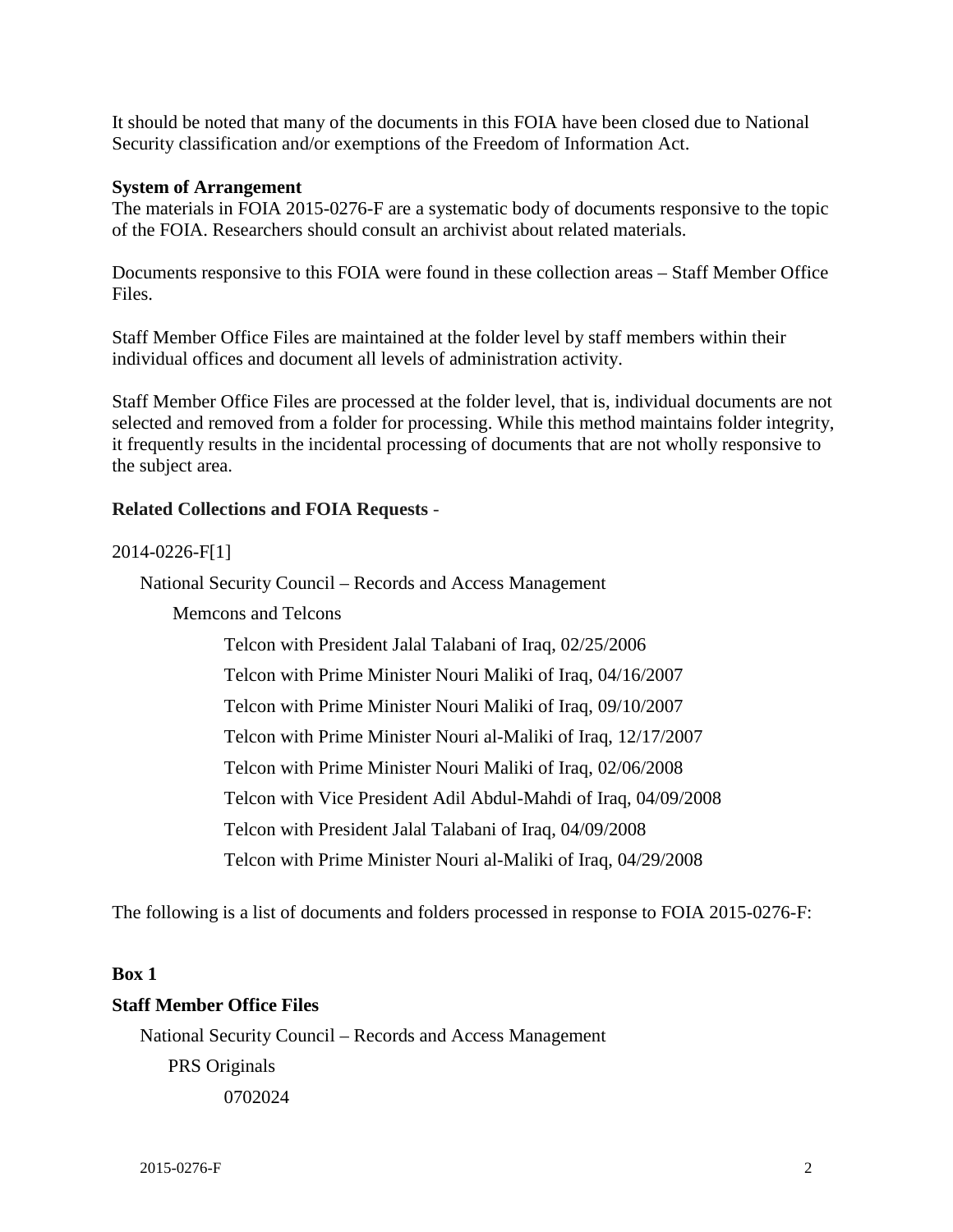It should be noted that many of the documents in this FOIA have been closed due to National Security classification and/or exemptions of the Freedom of Information Act.

**System of Arrangement**

The materials in FOIA 2015-0276-F are a systematic body of documents responsive to the topic of the FOIA. Researchers should consult an archivist about related materials.

Documents responsive to this FOIA were found in these collection areas – Staff Member Office Files.

Staff Member Office Files are maintained at the folder level by staff members within their individual offices and document all levels of administration activity.

Staff Member Office Files are processed at the folder level, that is, individual documents are not selected and removed from a folder for processing. While this method maintains folder integrity, it frequently results in the incidental processing of documents that are not wholly responsive to the subject area.

**Related Collections and FOIA Requests** -

2014-0226-F[1]

- National Security Council – Records and Access Management
  - Memcons and Telcons
    - Telcon with President Jalal Talabani of Iraq, 02/25/2006
    - Telcon with Prime Minister Nouri Maliki of Iraq, 04/16/2007
    - Telcon with Prime Minister Nouri Maliki of Iraq, 09/10/2007
    - Telcon with Prime Minister Nouri al-Maliki of Iraq, 12/17/2007
    - Telcon with Prime Minister Nouri Maliki of Iraq, 02/06/2008
    - Telcon with Vice President Adil Abdul-Mahdi of Iraq, 04/09/2008
    - Telcon with President Jalal Talabani of Iraq, 04/09/2008
    - Telcon with Prime Minister Nouri al-Maliki of Iraq, 04/29/2008

The following is a list of documents and folders processed in response to FOIA 2015-0276-F:

**Box 1**

**Staff Member Office Files**

- National Security Council – Records and Access Management
  - PRS Originals
    - 0702024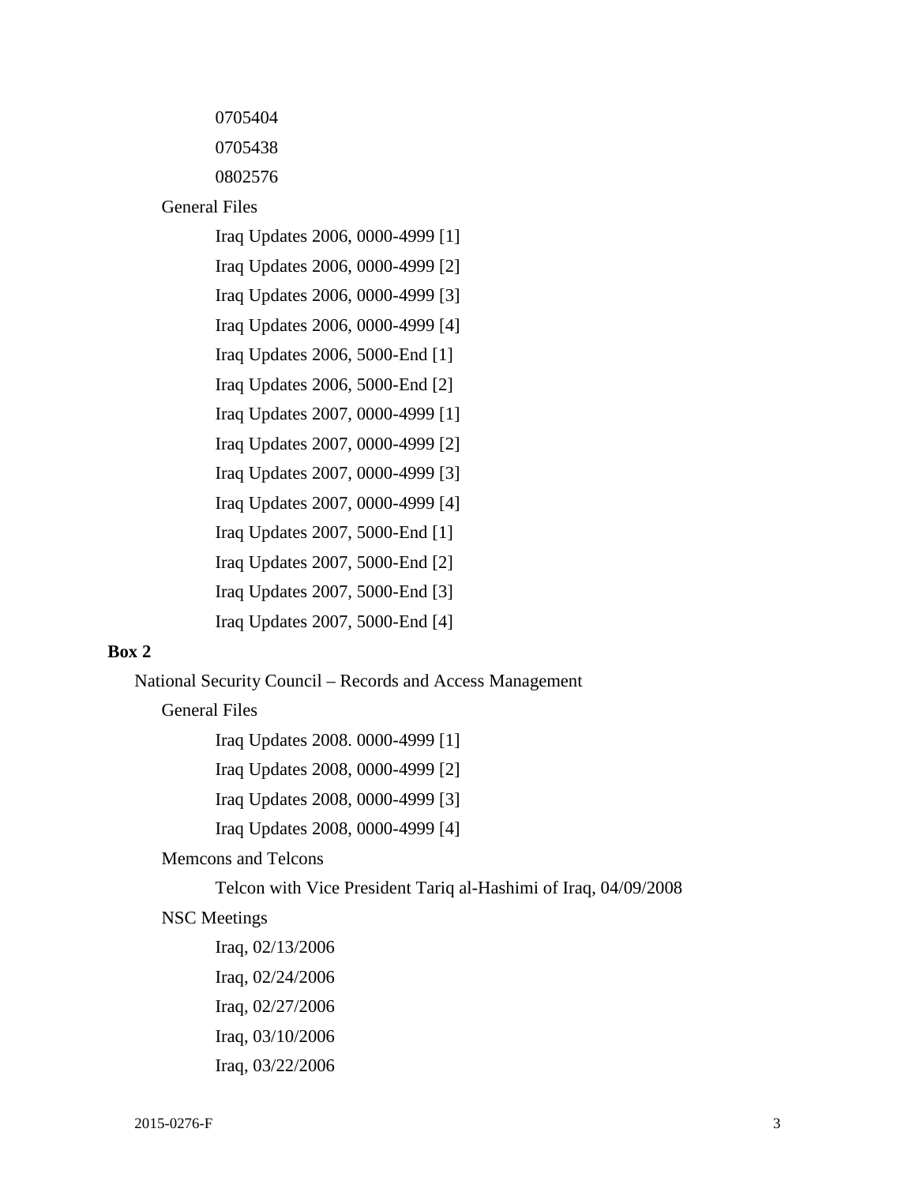0705404

0705438

0802576

General Files

Iraq Updates 2006, 0000-4999 [1]

Iraq Updates 2006, 0000-4999 [2]

Iraq Updates 2006, 0000-4999 [3]

Iraq Updates 2006, 0000-4999 [4]

Iraq Updates 2006, 5000-End [1]

Iraq Updates 2006, 5000-End [2]

Iraq Updates 2007, 0000-4999 [1]

Iraq Updates 2007, 0000-4999 [2]

Iraq Updates 2007, 0000-4999 [3]

Iraq Updates 2007, 0000-4999 [4]

Iraq Updates 2007, 5000-End [1]

Iraq Updates 2007, 5000-End [2]

Iraq Updates 2007, 5000-End [3]

Iraq Updates 2007, 5000-End [4]

**Box 2**

National Security Council – Records and Access Management

General Files

Iraq Updates 2008. 0000-4999 [1]

Iraq Updates 2008, 0000-4999 [2]

Iraq Updates 2008, 0000-4999 [3]

Iraq Updates 2008, 0000-4999 [4]

Memcons and Telcons

Telcon with Vice President Tariq al-Hashimi of Iraq, 04/09/2008

NSC Meetings

Iraq, 02/13/2006

Iraq, 02/24/2006

Iraq, 02/27/2006

Iraq, 03/10/2006

Iraq, 03/22/2006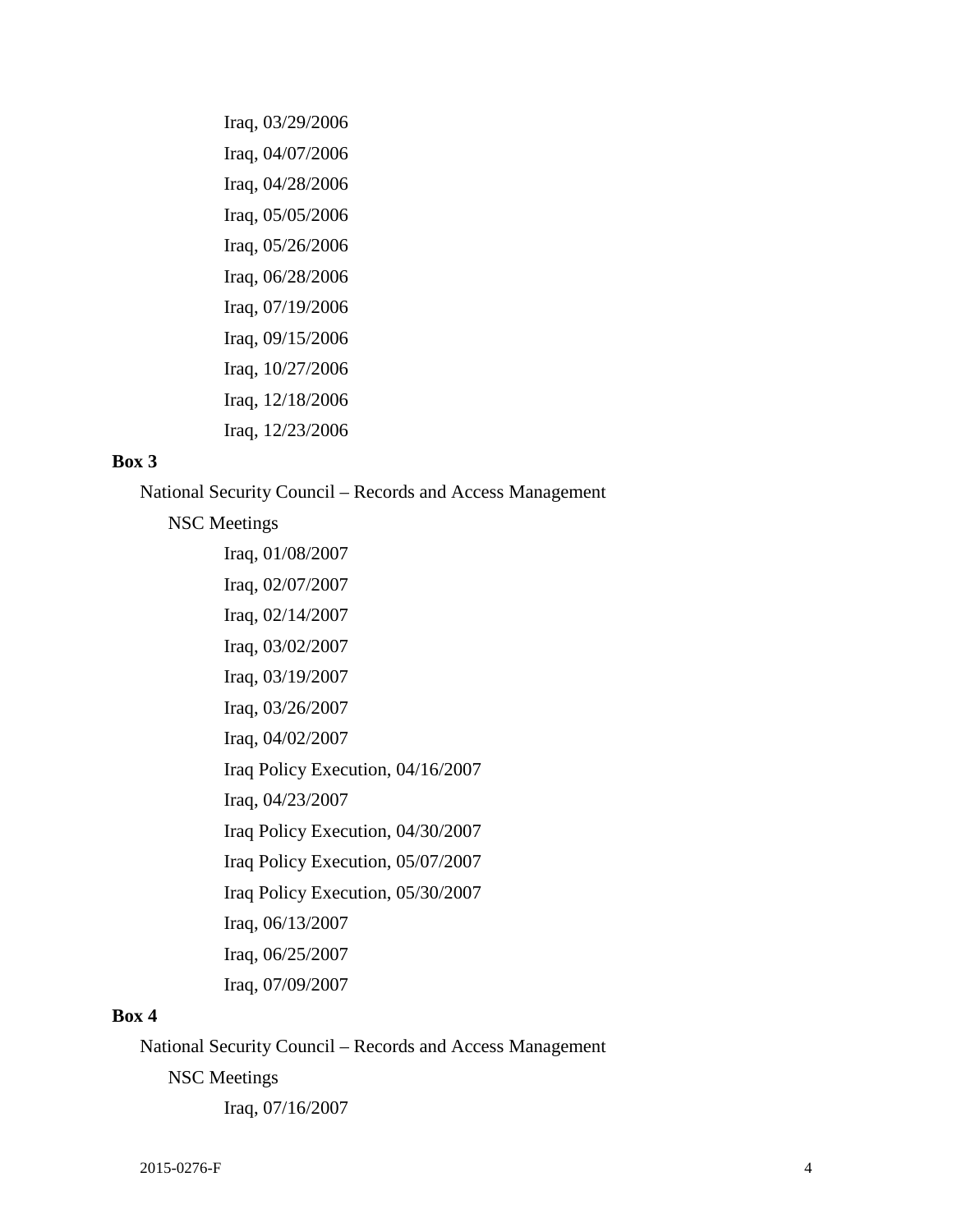Iraq, 03/29/2006

Iraq, 04/07/2006

Iraq, 04/28/2006

Iraq, 05/05/2006

Iraq, 05/26/2006

Iraq, 06/28/2006

Iraq, 07/19/2006

Iraq, 09/15/2006

Iraq, 10/27/2006

Iraq, 12/18/2006

Iraq, 12/23/2006

**Box 3**

National Security Council – Records and Access Management

NSC Meetings

Iraq, 01/08/2007

Iraq, 02/07/2007

Iraq, 02/14/2007

Iraq, 03/02/2007

Iraq, 03/19/2007

Iraq, 03/26/2007

Iraq, 04/02/2007

Iraq Policy Execution, 04/16/2007

Iraq, 04/23/2007

Iraq Policy Execution, 04/30/2007

Iraq Policy Execution, 05/07/2007

Iraq Policy Execution, 05/30/2007

Iraq, 06/13/2007

Iraq, 06/25/2007

Iraq, 07/09/2007

**Box 4**

National Security Council – Records and Access Management

NSC Meetings

Iraq, 07/16/2007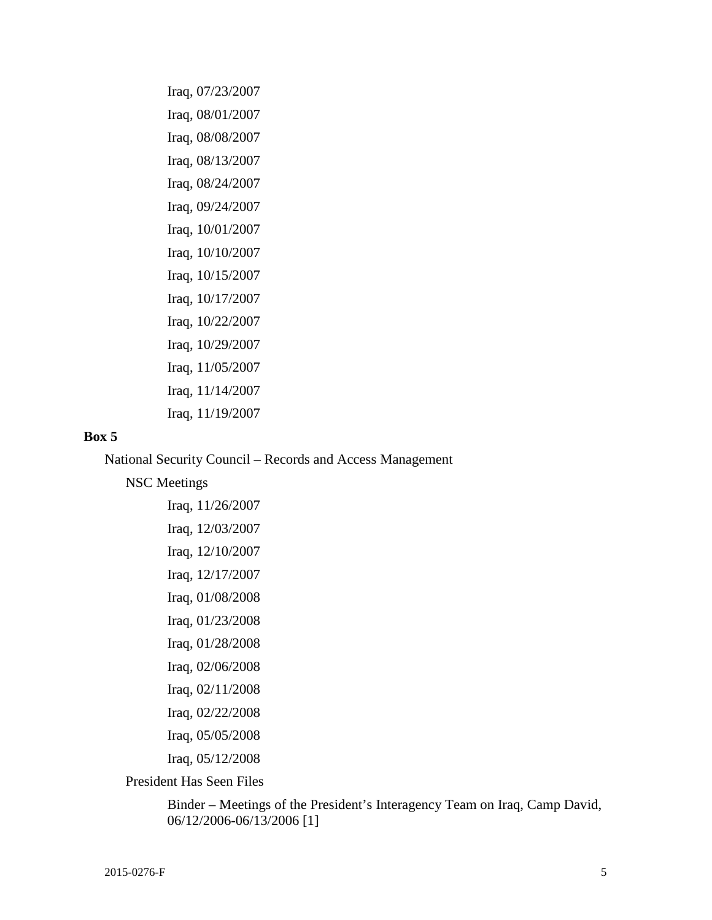Iraq, 07/23/2007

Iraq, 08/01/2007

Iraq, 08/08/2007

Iraq, 08/13/2007

Iraq, 08/24/2007

Iraq, 09/24/2007

Iraq, 10/01/2007

Iraq, 10/10/2007

Iraq, 10/15/2007

Iraq, 10/17/2007

Iraq, 10/22/2007

Iraq, 10/29/2007

Iraq, 11/05/2007

Iraq, 11/14/2007

Iraq, 11/19/2007

**Box 5**

National Security Council – Records and Access Management

NSC Meetings

Iraq, 11/26/2007

Iraq, 12/03/2007

Iraq, 12/10/2007

Iraq, 12/17/2007

Iraq, 01/08/2008

Iraq, 01/23/2008

Iraq, 01/28/2008

Iraq, 02/06/2008

Iraq, 02/11/2008

Iraq, 02/22/2008

Iraq, 05/05/2008

Iraq, 05/12/2008

President Has Seen Files

Binder – Meetings of the President's Interagency Team on Iraq, Camp David, 06/12/2006-06/13/2006 [1]

2015-0276-F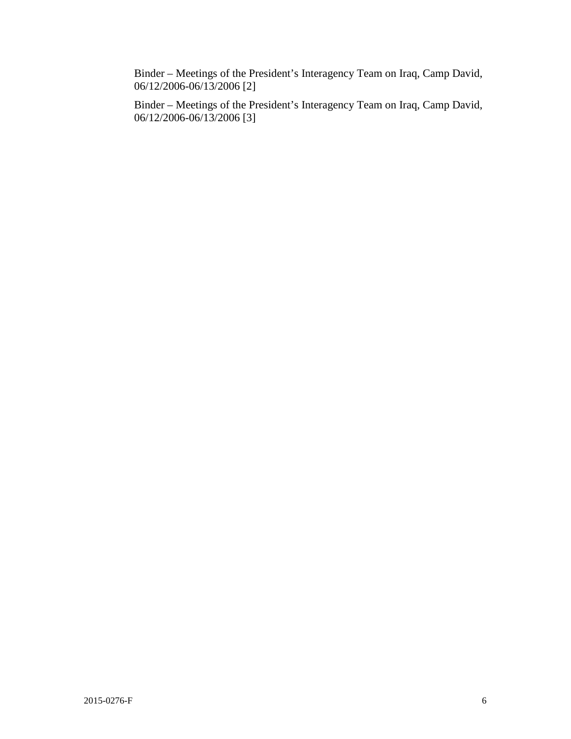Binder – Meetings of the President's Interagency Team on Iraq, Camp David, 06/12/2006-06/13/2006 [2]

Binder – Meetings of the President's Interagency Team on Iraq, Camp David, 06/12/2006-06/13/2006 [3]